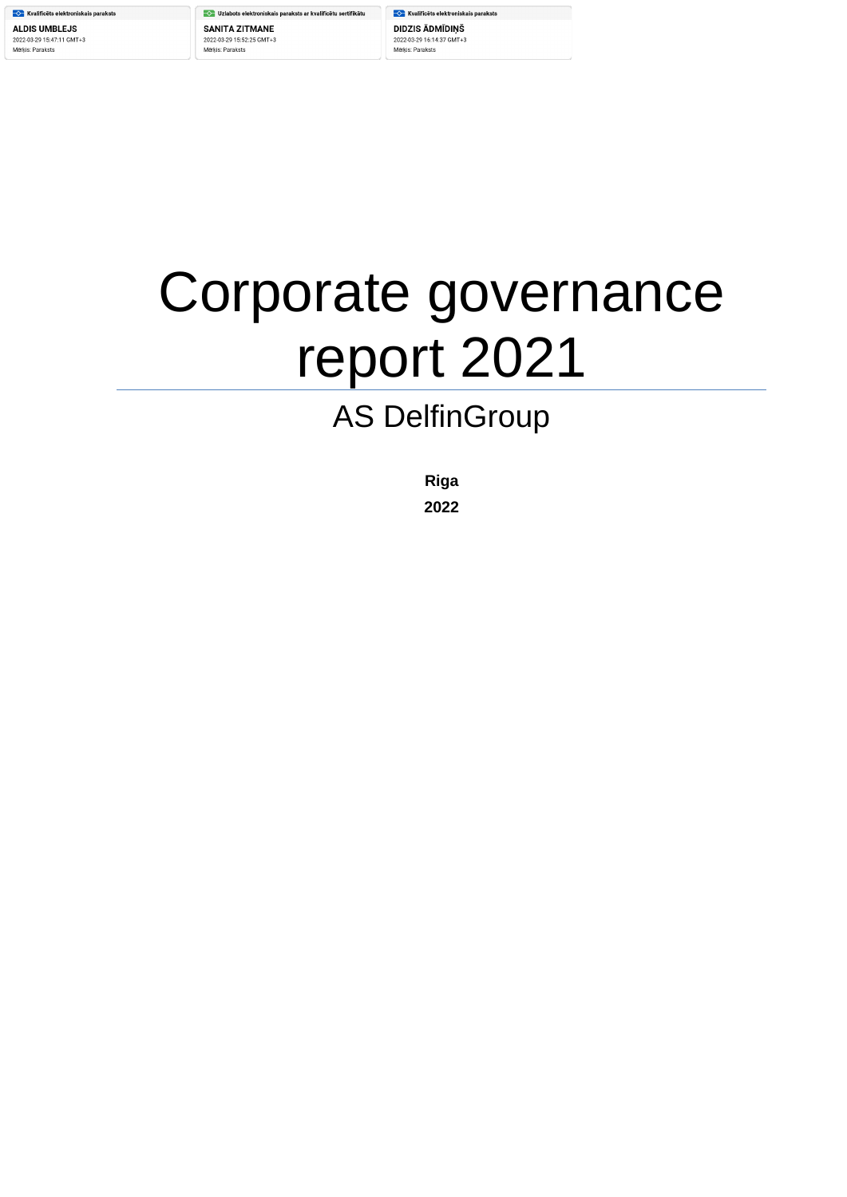Kvalificēts elektroniskais paraksts
**ALDIS UMBLEJS**
2022-03-29 15:47:11 GMT+3
Mērķis: Paraksts

Uzlabots elektroniskais paraksts ar kvalificētu sertifikātu
**SANITA ZITMANE**
2022-03-29 15:52:25 GMT+3
Mērķis: Paraksts

Kvalificēts elektroniskais paraksts
**DIDZIS ĀDMĪDIŅŠ**
2022-03-29 16:14:37 GMT+3
Mērķis: Paraksts

# Corporate governance report 2021

## AS DelfinGroup

**Riga**

**2022**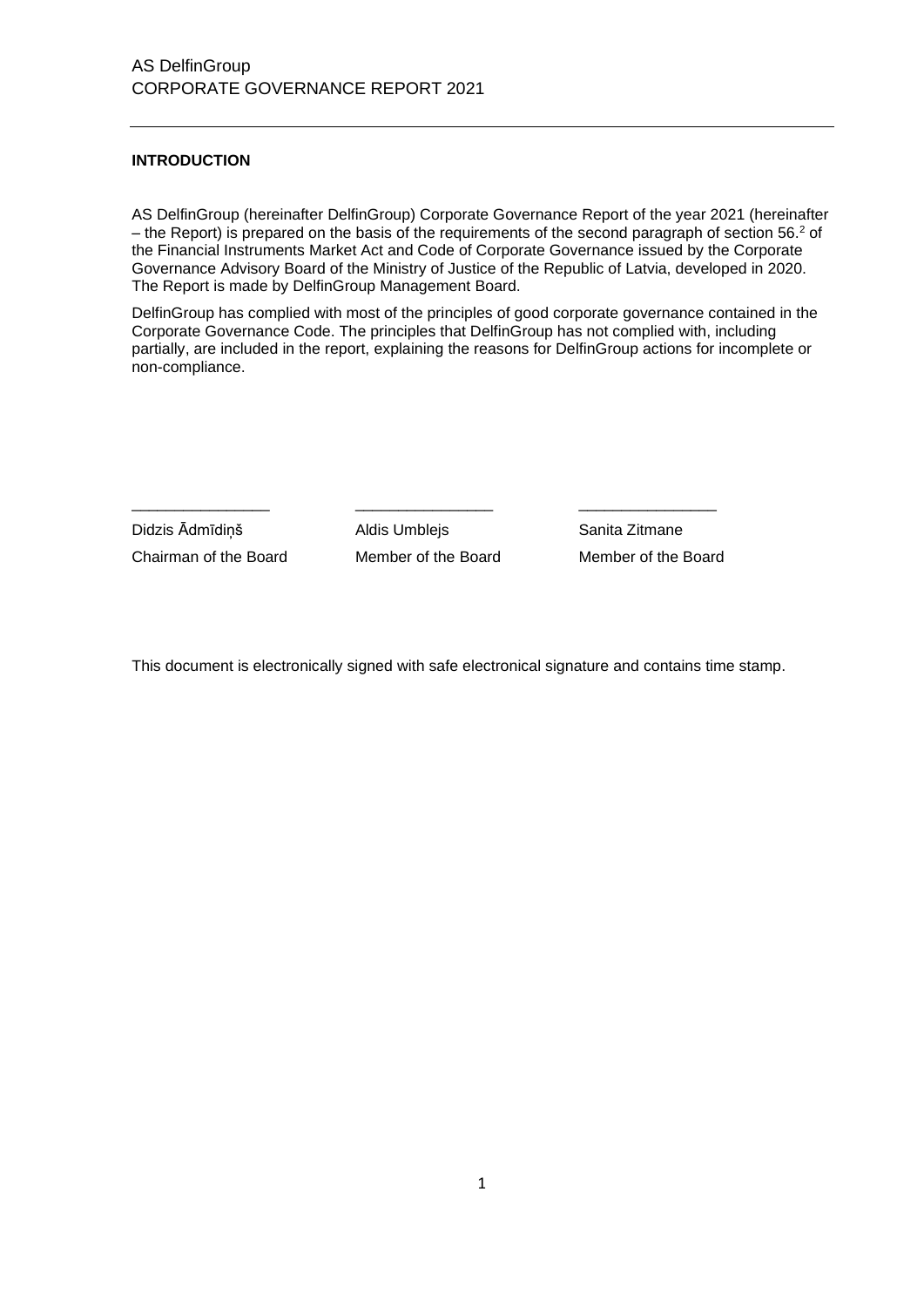**INTRODUCTION**

AS DelfinGroup (hereinafter DelfinGroup) Corporate Governance Report of the year 2021 (hereinafter – the Report) is prepared on the basis of the requirements of the second paragraph of section 56.[2] of the Financial Instruments Market Act and Code of Corporate Governance issued by the Corporate Governance Advisory Board of the Ministry of Justice of the Republic of Latvia, developed in 2020. The Report is made by DelfinGroup Management Board.

DelfinGroup has complied with most of the principles of good corporate governance contained in the Corporate Governance Code. The principles that DelfinGroup has not complied with, including partially, are included in the report, explaining the reasons for DelfinGroup actions for incomplete or non-compliance.

| \_\_\_\_\_\_\_\_\_\_\_\_\_\_\_\_ | \_\_\_\_\_\_\_\_\_\_\_\_\_\_\_\_ | \_\_\_\_\_\_\_\_\_\_\_\_\_\_\_\_ |
|---|---|---|
| Didzis Ādmīdiņš | Aldis Umblejs | Sanita Zitmane |
| Chairman of the Board | Member of the Board | Member of the Board |

This document is electronically signed with safe electronical signature and contains time stamp.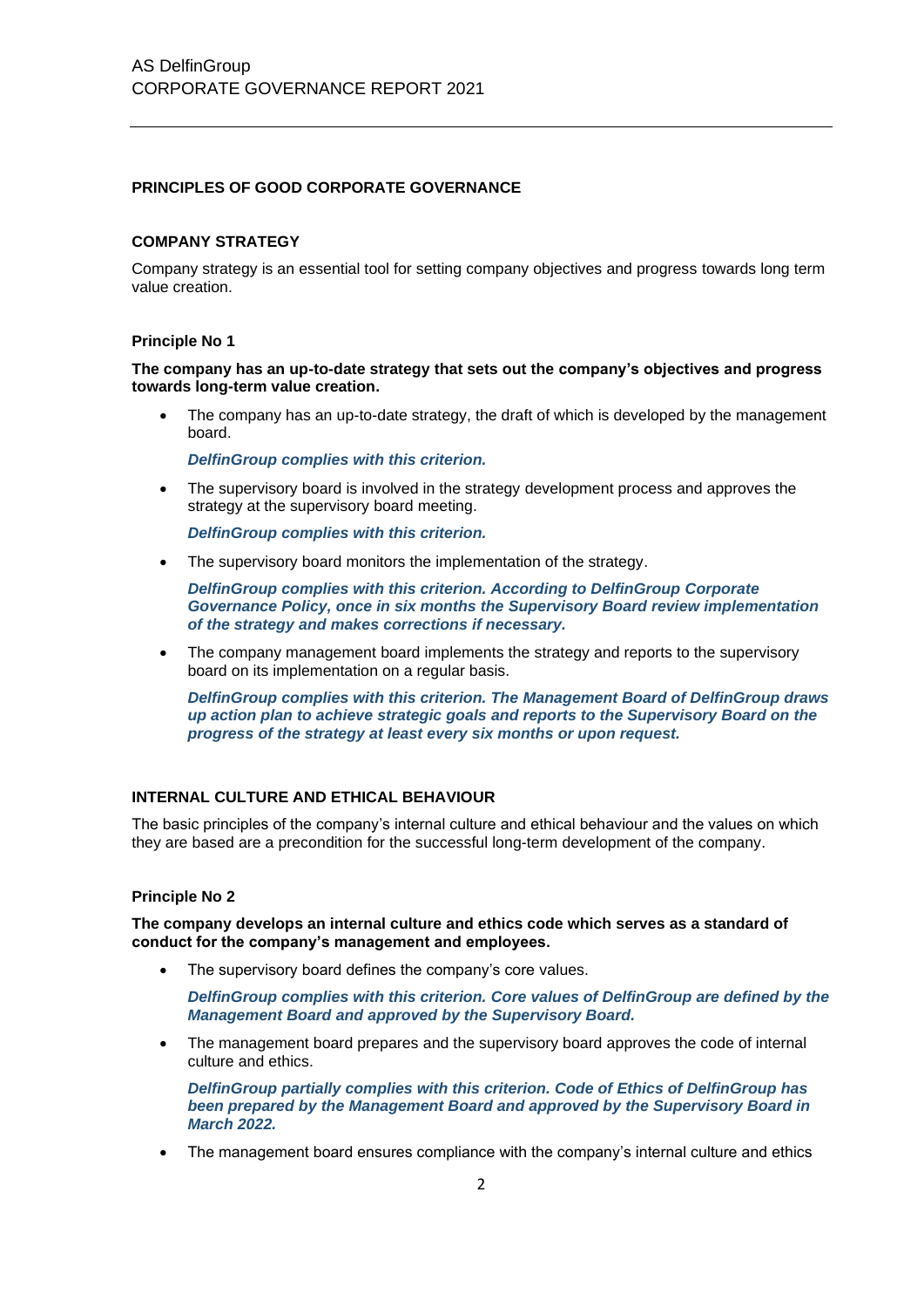**PRINCIPLES OF GOOD CORPORATE GOVERNANCE**

**COMPANY STRATEGY**

Company strategy is an essential tool for setting company objectives and progress towards long term value creation.

**Principle No 1**

**The company has an up-to-date strategy that sets out the company's objectives and progress towards long-term value creation.**

- The company has an up-to-date strategy, the draft of which is developed by the management board.

  ***DelfinGroup complies with this criterion.***

- The supervisory board is involved in the strategy development process and approves the strategy at the supervisory board meeting.

  ***DelfinGroup complies with this criterion.***

- The supervisory board monitors the implementation of the strategy.

  ***DelfinGroup complies with this criterion. According to DelfinGroup Corporate Governance Policy, once in six months the Supervisory Board review implementation of the strategy and makes corrections if necessary.***

- The company management board implements the strategy and reports to the supervisory board on its implementation on a regular basis.

  ***DelfinGroup complies with this criterion. The Management Board of DelfinGroup draws up action plan to achieve strategic goals and reports to the Supervisory Board on the progress of the strategy at least every six months or upon request.***

**INTERNAL CULTURE AND ETHICAL BEHAVIOUR**

The basic principles of the company's internal culture and ethical behaviour and the values on which they are based are a precondition for the successful long-term development of the company.

**Principle No 2**

**The company develops an internal culture and ethics code which serves as a standard of conduct for the company's management and employees.**

- The supervisory board defines the company's core values.

  ***DelfinGroup complies with this criterion. Core values of DelfinGroup are defined by the Management Board and approved by the Supervisory Board.***

- The management board prepares and the supervisory board approves the code of internal culture and ethics.

  ***DelfinGroup partially complies with this criterion. Code of Ethics of DelfinGroup has been prepared by the Management Board and approved by the Supervisory Board in March 2022.***

- The management board ensures compliance with the company's internal culture and ethics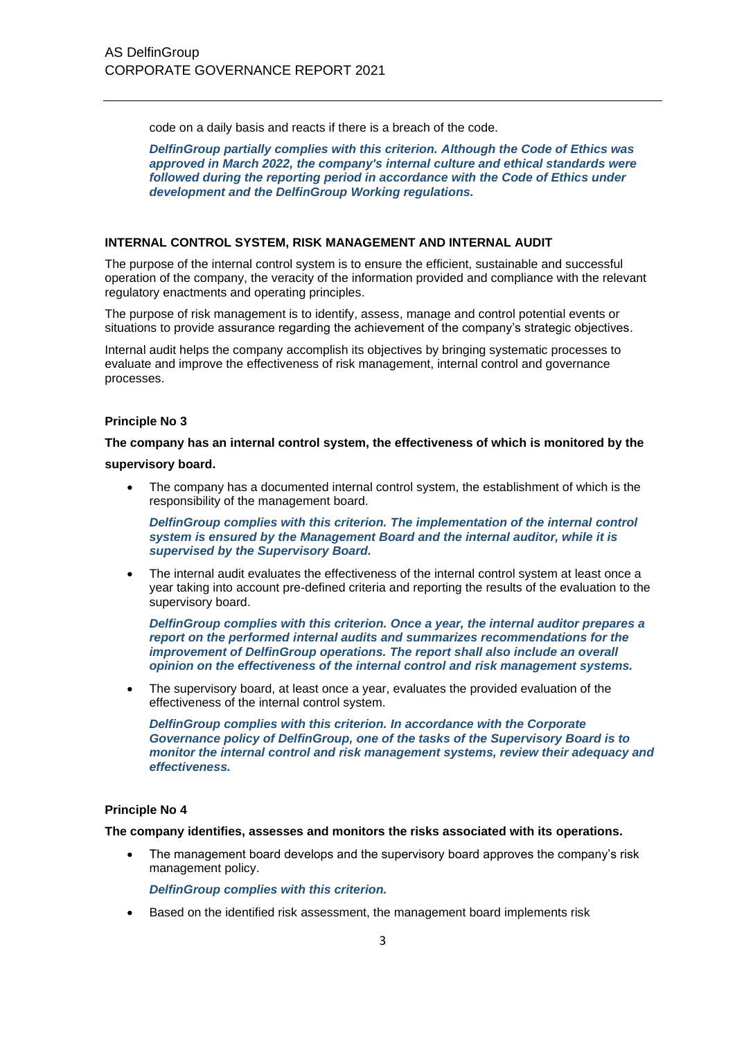code on a daily basis and reacts if there is a breach of the code.

***DelfinGroup partially complies with this criterion. Although the Code of Ethics was approved in March 2022, the company's internal culture and ethical standards were followed during the reporting period in accordance with the Code of Ethics under development and the DelfinGroup Working regulations.***

## INTERNAL CONTROL SYSTEM, RISK MANAGEMENT AND INTERNAL AUDIT

The purpose of the internal control system is to ensure the efficient, sustainable and successful operation of the company, the veracity of the information provided and compliance with the relevant regulatory enactments and operating principles.

The purpose of risk management is to identify, assess, manage and control potential events or situations to provide assurance regarding the achievement of the company's strategic objectives.

Internal audit helps the company accomplish its objectives by bringing systematic processes to evaluate and improve the effectiveness of risk management, internal control and governance processes.

### Principle No 3

**The company has an internal control system, the effectiveness of which is monitored by the supervisory board.**

- The company has a documented internal control system, the establishment of which is the responsibility of the management board.

  ***DelfinGroup complies with this criterion. The implementation of the internal control system is ensured by the Management Board and the internal auditor, while it is supervised by the Supervisory Board.***

- The internal audit evaluates the effectiveness of the internal control system at least once a year taking into account pre-defined criteria and reporting the results of the evaluation to the supervisory board.

  ***DelfinGroup complies with this criterion. Once a year, the internal auditor prepares a report on the performed internal audits and summarizes recommendations for the improvement of DelfinGroup operations. The report shall also include an overall opinion on the effectiveness of the internal control and risk management systems.***

- The supervisory board, at least once a year, evaluates the provided evaluation of the effectiveness of the internal control system.

  ***DelfinGroup complies with this criterion. In accordance with the Corporate Governance policy of DelfinGroup, one of the tasks of the Supervisory Board is to monitor the internal control and risk management systems, review their adequacy and effectiveness.***

### Principle No 4

**The company identifies, assesses and monitors the risks associated with its operations.**

- The management board develops and the supervisory board approves the company's risk management policy.

  ***DelfinGroup complies with this criterion.***

- Based on the identified risk assessment, the management board implements risk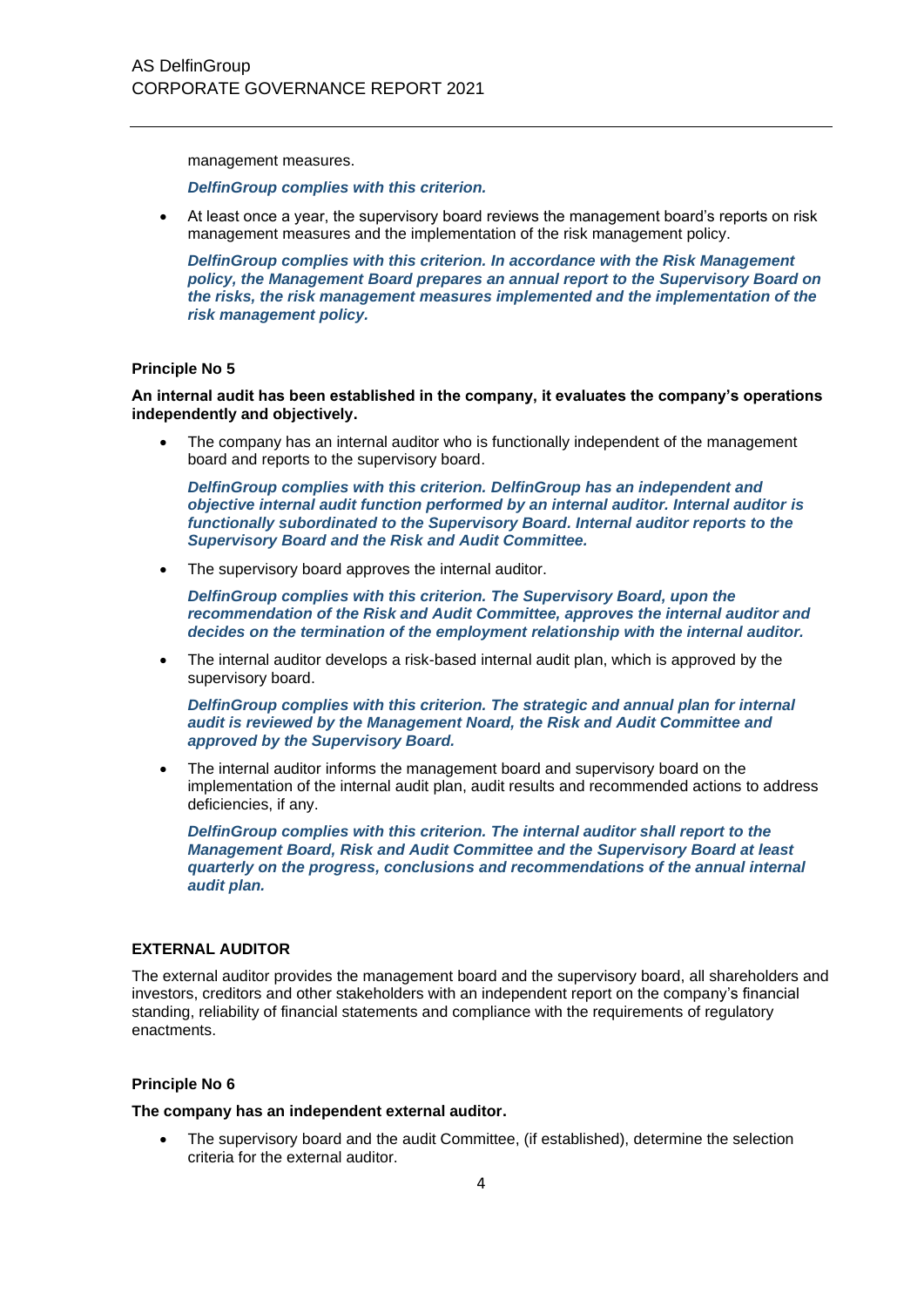management measures.

***DelfinGroup complies with this criterion.***

- At least once a year, the supervisory board reviews the management board's reports on risk management measures and the implementation of the risk management policy.

  ***DelfinGroup complies with this criterion. In accordance with the Risk Management policy, the Management Board prepares an annual report to the Supervisory Board on the risks, the risk management measures implemented and the implementation of the risk management policy.***

**Principle No 5**

**An internal audit has been established in the company, it evaluates the company's operations independently and objectively.**

- The company has an internal auditor who is functionally independent of the management board and reports to the supervisory board.

  ***DelfinGroup complies with this criterion. DelfinGroup has an independent and objective internal audit function performed by an internal auditor. Internal auditor is functionally subordinated to the Supervisory Board. Internal auditor reports to the Supervisory Board and the Risk and Audit Committee.***

- The supervisory board approves the internal auditor.

  ***DelfinGroup complies with this criterion. The Supervisory Board, upon the recommendation of the Risk and Audit Committee, approves the internal auditor and decides on the termination of the employment relationship with the internal auditor.***

- The internal auditor develops a risk-based internal audit plan, which is approved by the supervisory board.

  ***DelfinGroup complies with this criterion. The strategic and annual plan for internal audit is reviewed by the Management Noard, the Risk and Audit Committee and approved by the Supervisory Board.***

- The internal auditor informs the management board and supervisory board on the implementation of the internal audit plan, audit results and recommended actions to address deficiencies, if any.

  ***DelfinGroup complies with this criterion. The internal auditor shall report to the Management Board, Risk and Audit Committee and the Supervisory Board at least quarterly on the progress, conclusions and recommendations of the annual internal audit plan.***

**EXTERNAL AUDITOR**

The external auditor provides the management board and the supervisory board, all shareholders and investors, creditors and other stakeholders with an independent report on the company's financial standing, reliability of financial statements and compliance with the requirements of regulatory enactments.

**Principle No 6**

**The company has an independent external auditor.**

- The supervisory board and the audit Committee, (if established), determine the selection criteria for the external auditor.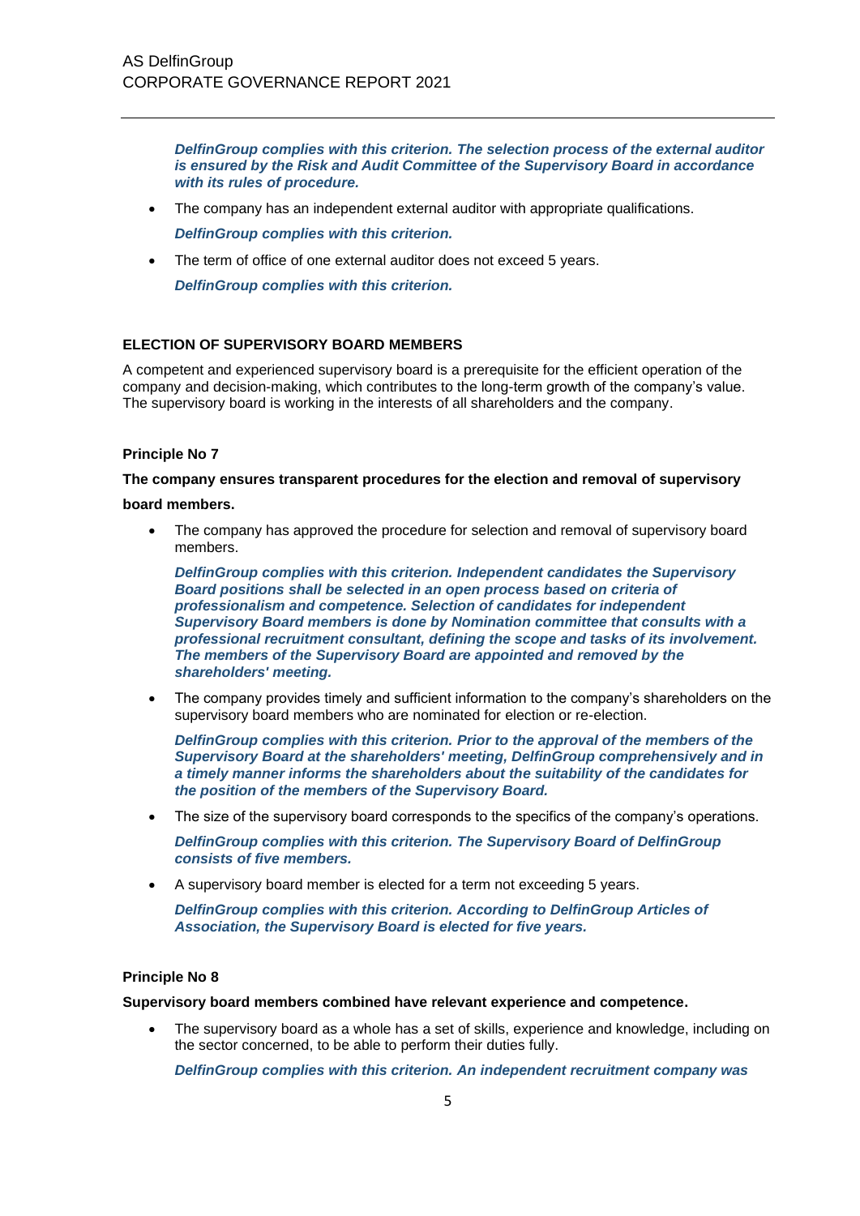***DelfinGroup complies with this criterion. The selection process of the external auditor is ensured by the Risk and Audit Committee of the Supervisory Board in accordance with its rules of procedure.***

- The company has an independent external auditor with appropriate qualifications.

  ***DelfinGroup complies with this criterion.***

- The term of office of one external auditor does not exceed 5 years.

  ***DelfinGroup complies with this criterion.***

## ELECTION OF SUPERVISORY BOARD MEMBERS

A competent and experienced supervisory board is a prerequisite for the efficient operation of the company and decision-making, which contributes to the long-term growth of the company's value. The supervisory board is working in the interests of all shareholders and the company.

### Principle No 7

**The company ensures transparent procedures for the election and removal of supervisory board members.**

- The company has approved the procedure for selection and removal of supervisory board members.

  ***DelfinGroup complies with this criterion. Independent candidates the Supervisory Board positions shall be selected in an open process based on criteria of professionalism and competence. Selection of candidates for independent Supervisory Board members is done by Nomination committee that consults with a professional recruitment consultant, defining the scope and tasks of its involvement. The members of the Supervisory Board are appointed and removed by the shareholders' meeting.***

- The company provides timely and sufficient information to the company's shareholders on the supervisory board members who are nominated for election or re-election.

  ***DelfinGroup complies with this criterion. Prior to the approval of the members of the Supervisory Board at the shareholders' meeting, DelfinGroup comprehensively and in a timely manner informs the shareholders about the suitability of the candidates for the position of the members of the Supervisory Board.***

- The size of the supervisory board corresponds to the specifics of the company's operations.

  ***DelfinGroup complies with this criterion. The Supervisory Board of DelfinGroup consists of five members.***

- A supervisory board member is elected for a term not exceeding 5 years.

  ***DelfinGroup complies with this criterion. According to DelfinGroup Articles of Association, the Supervisory Board is elected for five years.***

### Principle No 8

**Supervisory board members combined have relevant experience and competence.**

- The supervisory board as a whole has a set of skills, experience and knowledge, including on the sector concerned, to be able to perform their duties fully.

  ***DelfinGroup complies with this criterion. An independent recruitment company was***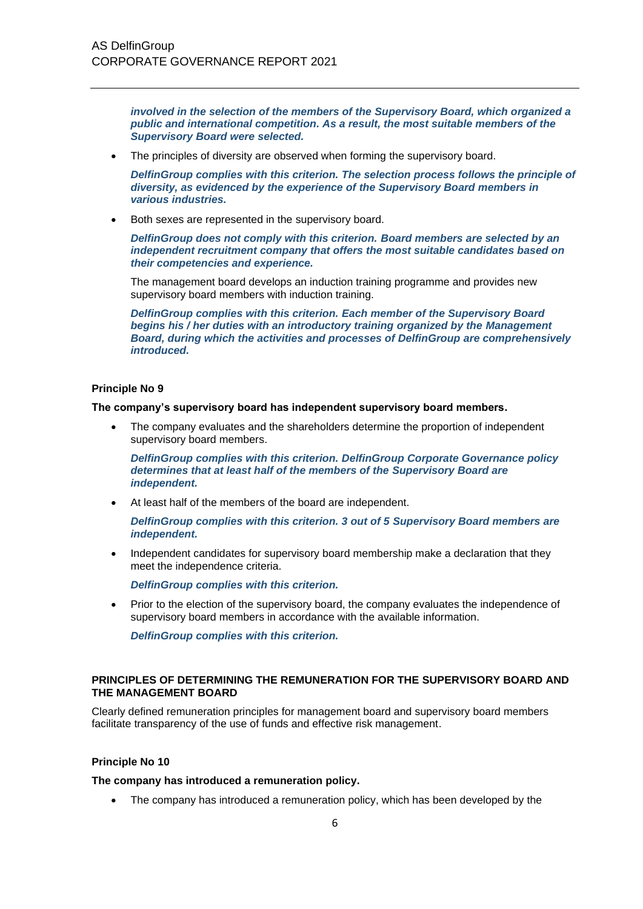***involved in the selection of the members of the Supervisory Board, which organized a public and international competition. As a result, the most suitable members of the Supervisory Board were selected.***

- The principles of diversity are observed when forming the supervisory board.

  ***DelfinGroup complies with this criterion. The selection process follows the principle of diversity, as evidenced by the experience of the Supervisory Board members in various industries.***

- Both sexes are represented in the supervisory board.

  ***DelfinGroup does not comply with this criterion. Board members are selected by an independent recruitment company that offers the most suitable candidates based on their competencies and experience.***

  The management board develops an induction training programme and provides new supervisory board members with induction training.

  ***DelfinGroup complies with this criterion. Each member of the Supervisory Board begins his / her duties with an introductory training organized by the Management Board, during which the activities and processes of DelfinGroup are comprehensively introduced.***

**Principle No 9**

**The company's supervisory board has independent supervisory board members.**

- The company evaluates and the shareholders determine the proportion of independent supervisory board members.

  ***DelfinGroup complies with this criterion. DelfinGroup Corporate Governance policy determines that at least half of the members of the Supervisory Board are independent.***

- At least half of the members of the board are independent.

  ***DelfinGroup complies with this criterion. 3 out of 5 Supervisory Board members are independent.***

- Independent candidates for supervisory board membership make a declaration that they meet the independence criteria.

  ***DelfinGroup complies with this criterion.***

- Prior to the election of the supervisory board, the company evaluates the independence of supervisory board members in accordance with the available information.

  ***DelfinGroup complies with this criterion.***

**PRINCIPLES OF DETERMINING THE REMUNERATION FOR THE SUPERVISORY BOARD AND THE MANAGEMENT BOARD**

Clearly defined remuneration principles for management board and supervisory board members facilitate transparency of the use of funds and effective risk management.

**Principle No 10**

**The company has introduced a remuneration policy.**

- The company has introduced a remuneration policy, which has been developed by the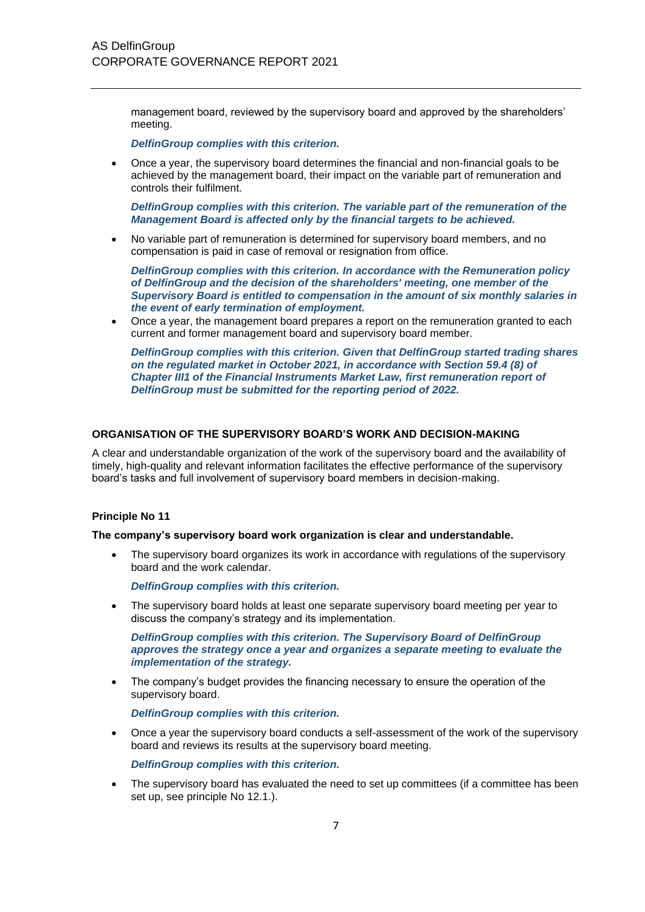management board, reviewed by the supervisory board and approved by the shareholders' meeting.

***DelfinGroup complies with this criterion.***

- Once a year, the supervisory board determines the financial and non-financial goals to be achieved by the management board, their impact on the variable part of remuneration and controls their fulfilment.

  ***DelfinGroup complies with this criterion. The variable part of the remuneration of the Management Board is affected only by the financial targets to be achieved.***

- No variable part of remuneration is determined for supervisory board members, and no compensation is paid in case of removal or resignation from office.

  ***DelfinGroup complies with this criterion. In accordance with the Remuneration policy of DelfinGroup and the decision of the shareholders' meeting, one member of the Supervisory Board is entitled to compensation in the amount of six monthly salaries in the event of early termination of employment.***

- Once a year, the management board prepares a report on the remuneration granted to each current and former management board and supervisory board member.

  ***DelfinGroup complies with this criterion. Given that DelfinGroup started trading shares on the regulated market in October 2021, in accordance with Section 59.4 (8) of Chapter III1 of the Financial Instruments Market Law, first remuneration report of DelfinGroup must be submitted for the reporting period of 2022.***

## ORGANISATION OF THE SUPERVISORY BOARD'S WORK AND DECISION-MAKING

A clear and understandable organization of the work of the supervisory board and the availability of timely, high-quality and relevant information facilitates the effective performance of the supervisory board's tasks and full involvement of supervisory board members in decision-making.

### Principle No 11

**The company's supervisory board work organization is clear and understandable.**

- The supervisory board organizes its work in accordance with regulations of the supervisory board and the work calendar.

  ***DelfinGroup complies with this criterion.***

- The supervisory board holds at least one separate supervisory board meeting per year to discuss the company's strategy and its implementation.

  ***DelfinGroup complies with this criterion. The Supervisory Board of DelfinGroup approves the strategy once a year and organizes a separate meeting to evaluate the implementation of the strategy.***

- The company's budget provides the financing necessary to ensure the operation of the supervisory board.

  ***DelfinGroup complies with this criterion.***

- Once a year the supervisory board conducts a self-assessment of the work of the supervisory board and reviews its results at the supervisory board meeting.

  ***DelfinGroup complies with this criterion.***

- The supervisory board has evaluated the need to set up committees (if a committee has been set up, see principle No 12.1.).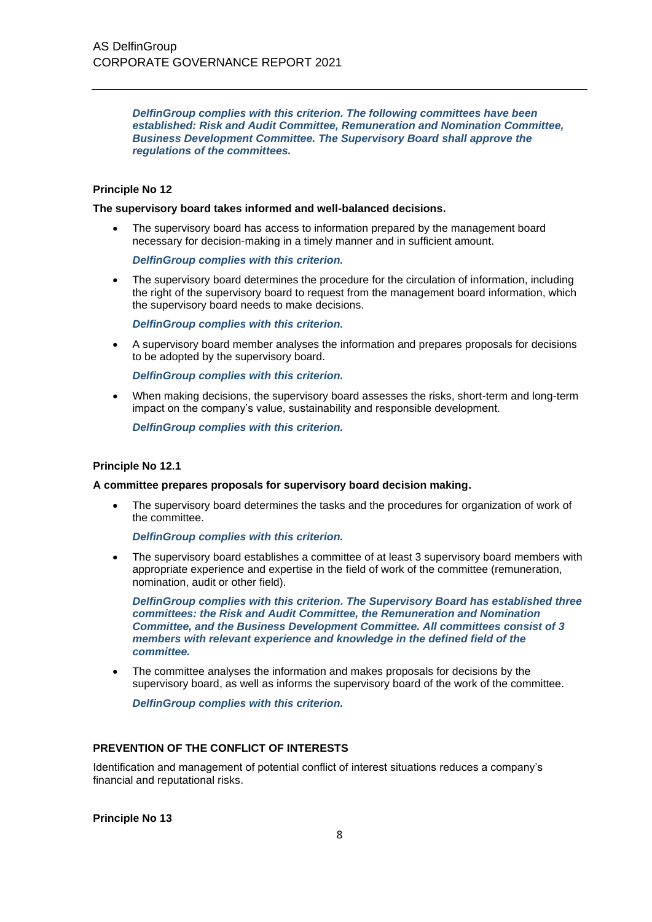***DelfinGroup complies with this criterion. The following committees have been established: Risk and Audit Committee, Remuneration and Nomination Committee, Business Development Committee. The Supervisory Board shall approve the regulations of the committees.***

**Principle No 12**

**The supervisory board takes informed and well-balanced decisions.**

- The supervisory board has access to information prepared by the management board necessary for decision-making in a timely manner and in sufficient amount.

  ***DelfinGroup complies with this criterion.***

- The supervisory board determines the procedure for the circulation of information, including the right of the supervisory board to request from the management board information, which the supervisory board needs to make decisions.

  ***DelfinGroup complies with this criterion.***

- A supervisory board member analyses the information and prepares proposals for decisions to be adopted by the supervisory board.

  ***DelfinGroup complies with this criterion.***

- When making decisions, the supervisory board assesses the risks, short-term and long-term impact on the company's value, sustainability and responsible development.

  ***DelfinGroup complies with this criterion.***

**Principle No 12.1**

**A committee prepares proposals for supervisory board decision making.**

- The supervisory board determines the tasks and the procedures for organization of work of the committee.

  ***DelfinGroup complies with this criterion.***

- The supervisory board establishes a committee of at least 3 supervisory board members with appropriate experience and expertise in the field of work of the committee (remuneration, nomination, audit or other field).

  ***DelfinGroup complies with this criterion. The Supervisory Board has established three committees: the Risk and Audit Committee, the Remuneration and Nomination Committee, and the Business Development Committee. All committees consist of 3 members with relevant experience and knowledge in the defined field of the committee.***

- The committee analyses the information and makes proposals for decisions by the supervisory board, as well as informs the supervisory board of the work of the committee.

  ***DelfinGroup complies with this criterion.***

**PREVENTION OF THE CONFLICT OF INTERESTS**

Identification and management of potential conflict of interest situations reduces a company's financial and reputational risks.

**Principle No 13**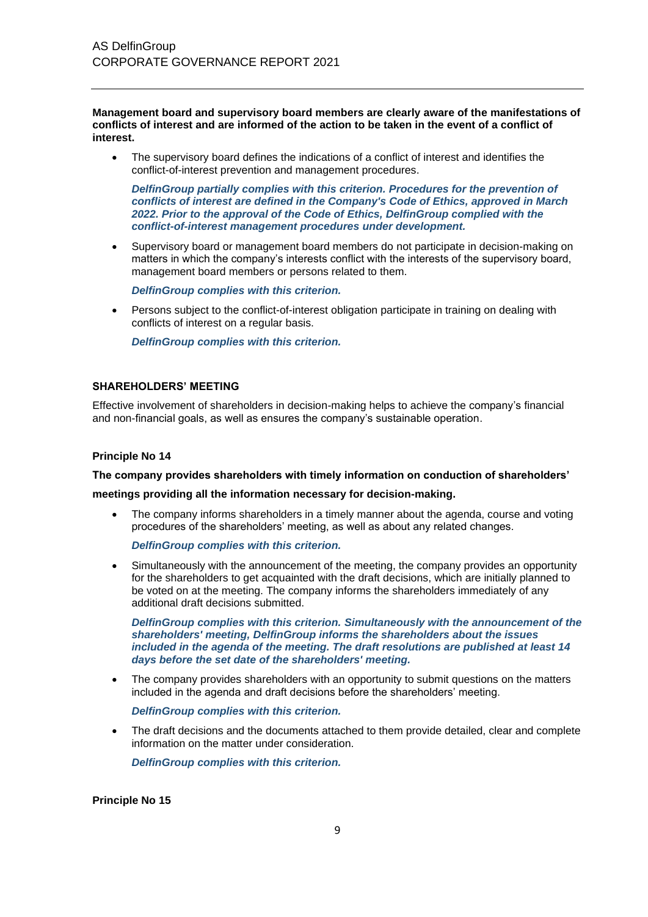**Management board and supervisory board members are clearly aware of the manifestations of conflicts of interest and are informed of the action to be taken in the event of a conflict of interest.**

- The supervisory board defines the indications of a conflict of interest and identifies the conflict-of-interest prevention and management procedures.

  ***DelfinGroup partially complies with this criterion. Procedures for the prevention of conflicts of interest are defined in the Company's Code of Ethics, approved in March 2022. Prior to the approval of the Code of Ethics, DelfinGroup complied with the conflict-of-interest management procedures under development.***

- Supervisory board or management board members do not participate in decision-making on matters in which the company's interests conflict with the interests of the supervisory board, management board members or persons related to them.

  ***DelfinGroup complies with this criterion.***

- Persons subject to the conflict-of-interest obligation participate in training on dealing with conflicts of interest on a regular basis.

  ***DelfinGroup complies with this criterion.***

## SHAREHOLDERS' MEETING

Effective involvement of shareholders in decision-making helps to achieve the company's financial and non-financial goals, as well as ensures the company's sustainable operation.

### Principle No 14

**The company provides shareholders with timely information on conduction of shareholders' meetings providing all the information necessary for decision-making.**

- The company informs shareholders in a timely manner about the agenda, course and voting procedures of the shareholders' meeting, as well as about any related changes.

  ***DelfinGroup complies with this criterion.***

- Simultaneously with the announcement of the meeting, the company provides an opportunity for the shareholders to get acquainted with the draft decisions, which are initially planned to be voted on at the meeting. The company informs the shareholders immediately of any additional draft decisions submitted.

  ***DelfinGroup complies with this criterion. Simultaneously with the announcement of the shareholders' meeting, DelfinGroup informs the shareholders about the issues included in the agenda of the meeting. The draft resolutions are published at least 14 days before the set date of the shareholders' meeting.***

- The company provides shareholders with an opportunity to submit questions on the matters included in the agenda and draft decisions before the shareholders' meeting.

  ***DelfinGroup complies with this criterion.***

- The draft decisions and the documents attached to them provide detailed, clear and complete information on the matter under consideration.

  ***DelfinGroup complies with this criterion.***

### Principle No 15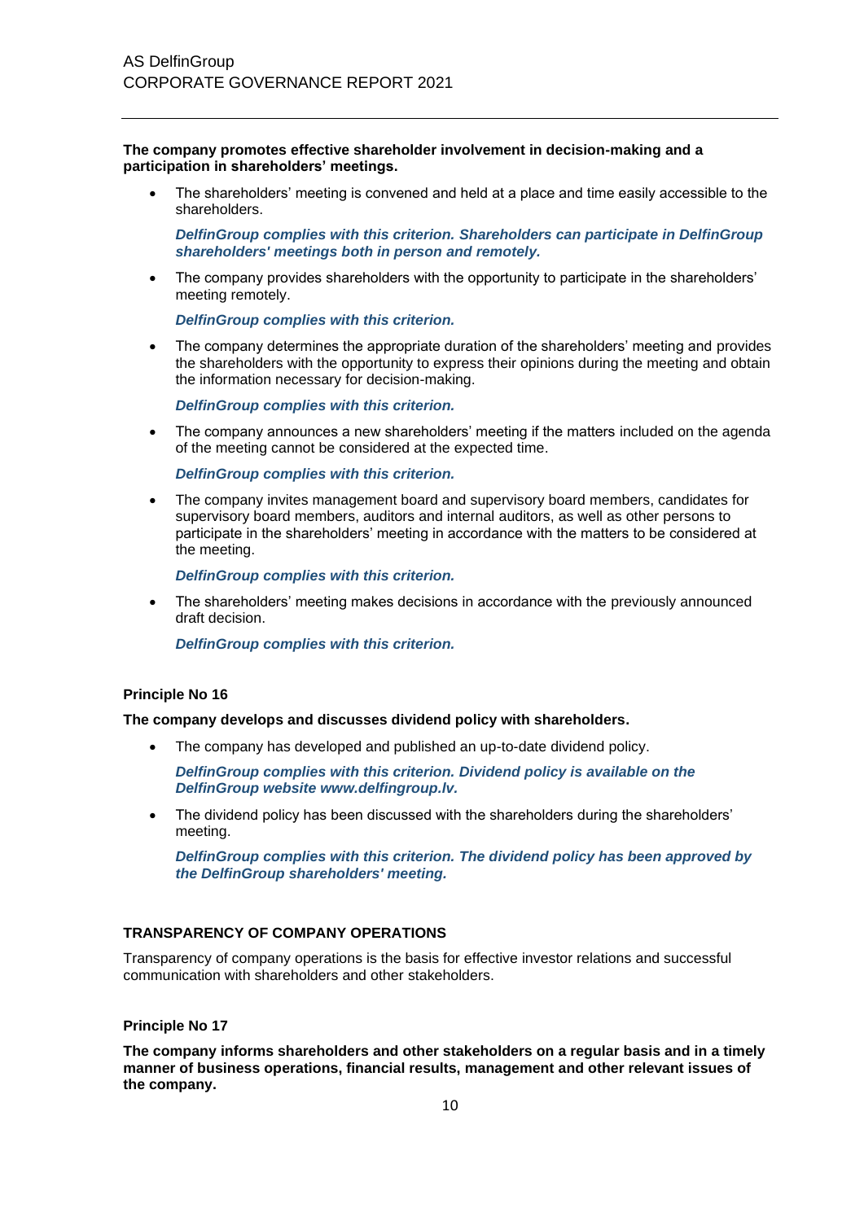**The company promotes effective shareholder involvement in decision-making and a participation in shareholders' meetings.**

- The shareholders' meeting is convened and held at a place and time easily accessible to the shareholders.

  ***DelfinGroup complies with this criterion. Shareholders can participate in DelfinGroup shareholders' meetings both in person and remotely.***

- The company provides shareholders with the opportunity to participate in the shareholders' meeting remotely.

  ***DelfinGroup complies with this criterion.***

- The company determines the appropriate duration of the shareholders' meeting and provides the shareholders with the opportunity to express their opinions during the meeting and obtain the information necessary for decision-making.

  ***DelfinGroup complies with this criterion.***

- The company announces a new shareholders' meeting if the matters included on the agenda of the meeting cannot be considered at the expected time.

  ***DelfinGroup complies with this criterion.***

- The company invites management board and supervisory board members, candidates for supervisory board members, auditors and internal auditors, as well as other persons to participate in the shareholders' meeting in accordance with the matters to be considered at the meeting.

  ***DelfinGroup complies with this criterion.***

- The shareholders' meeting makes decisions in accordance with the previously announced draft decision.

  ***DelfinGroup complies with this criterion.***

**Principle No 16**

**The company develops and discusses dividend policy with shareholders.**

- The company has developed and published an up-to-date dividend policy.

  ***DelfinGroup complies with this criterion. Dividend policy is available on the DelfinGroup website www.delfingroup.lv.***

- The dividend policy has been discussed with the shareholders during the shareholders' meeting.

  ***DelfinGroup complies with this criterion. The dividend policy has been approved by the DelfinGroup shareholders' meeting.***

## TRANSPARENCY OF COMPANY OPERATIONS

Transparency of company operations is the basis for effective investor relations and successful communication with shareholders and other stakeholders.

**Principle No 17**

**The company informs shareholders and other stakeholders on a regular basis and in a timely manner of business operations, financial results, management and other relevant issues of the company.**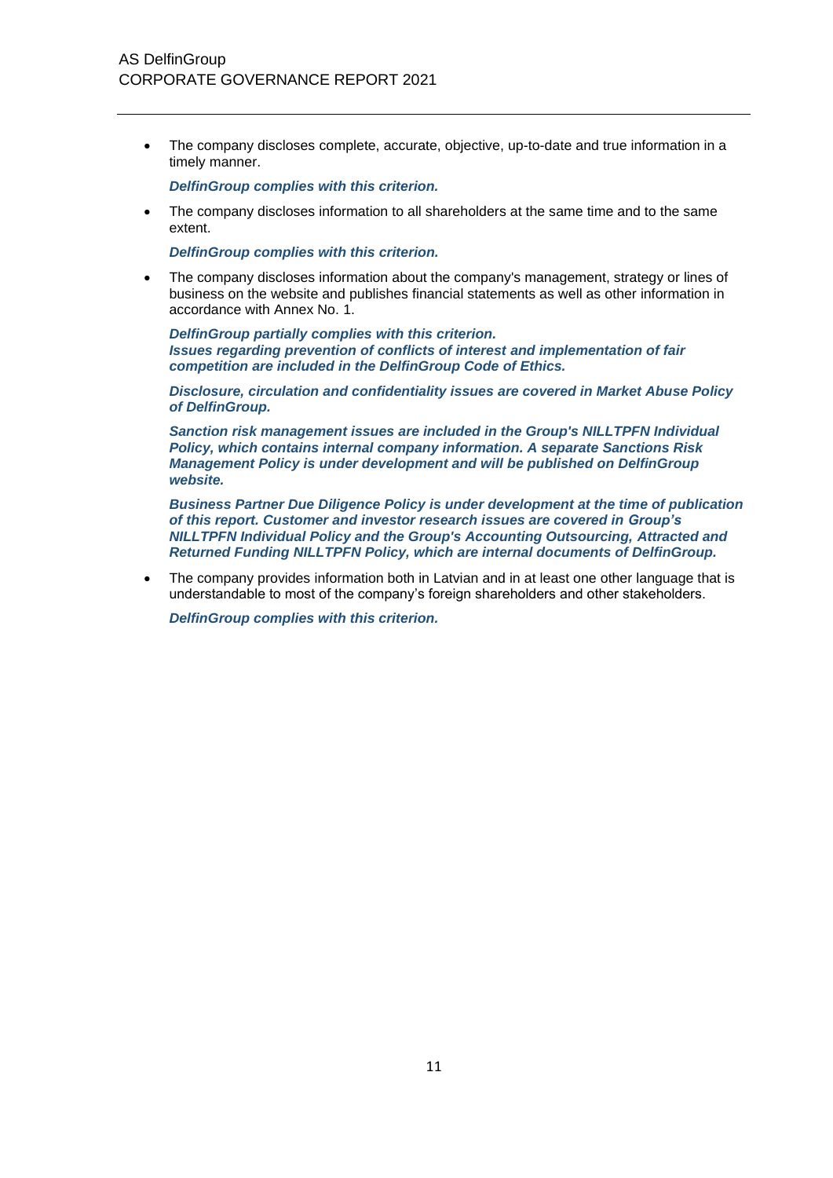- The company discloses complete, accurate, objective, up-to-date and true information in a timely manner.

  ***DelfinGroup complies with this criterion.***

- The company discloses information to all shareholders at the same time and to the same extent.

  ***DelfinGroup complies with this criterion.***

- The company discloses information about the company's management, strategy or lines of business on the website and publishes financial statements as well as other information in accordance with Annex No. 1.

  ***DelfinGroup partially complies with this criterion.***
  ***Issues regarding prevention of conflicts of interest and implementation of fair competition are included in the DelfinGroup Code of Ethics.***

  ***Disclosure, circulation and confidentiality issues are covered in Market Abuse Policy of DelfinGroup.***

  ***Sanction risk management issues are included in the Group's NILLTPFN Individual Policy, which contains internal company information. A separate Sanctions Risk Management Policy is under development and will be published on DelfinGroup website.***

  ***Business Partner Due Diligence Policy is under development at the time of publication of this report. Customer and investor research issues are covered in Group's NILLTPFN Individual Policy and the Group's Accounting Outsourcing, Attracted and Returned Funding NILLTPFN Policy, which are internal documents of DelfinGroup.***

- The company provides information both in Latvian and in at least one other language that is understandable to most of the company's foreign shareholders and other stakeholders.

  ***DelfinGroup complies with this criterion.***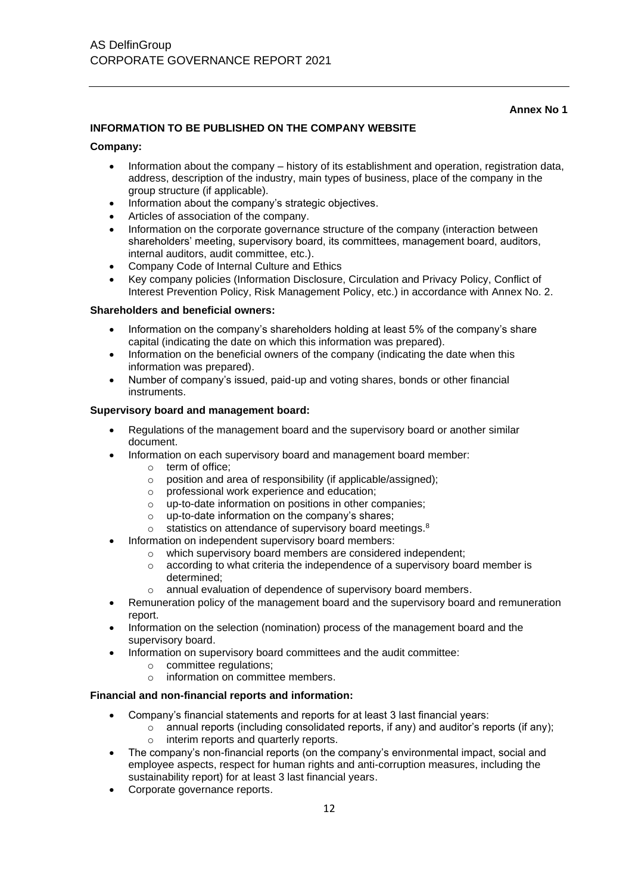**Annex No 1**

## INFORMATION TO BE PUBLISHED ON THE COMPANY WEBSITE

**Company:**

- Information about the company – history of its establishment and operation, registration data, address, description of the industry, main types of business, place of the company in the group structure (if applicable).
- Information about the company's strategic objectives.
- Articles of association of the company.
- Information on the corporate governance structure of the company (interaction between shareholders' meeting, supervisory board, its committees, management board, auditors, internal auditors, audit committee, etc.).
- Company Code of Internal Culture and Ethics
- Key company policies (Information Disclosure, Circulation and Privacy Policy, Conflict of Interest Prevention Policy, Risk Management Policy, etc.) in accordance with Annex No. 2.

**Shareholders and beneficial owners:**

- Information on the company's shareholders holding at least 5% of the company's share capital (indicating the date on which this information was prepared).
- Information on the beneficial owners of the company (indicating the date when this information was prepared).
- Number of company's issued, paid-up and voting shares, bonds or other financial instruments.

**Supervisory board and management board:**

- Regulations of the management board and the supervisory board or another similar document.
- Information on each supervisory board and management board member:
  - term of office;
  - position and area of responsibility (if applicable/assigned);
  - professional work experience and education;
  - up-to-date information on positions in other companies;
  - up-to-date information on the company's shares;
  - statistics on attendance of supervisory board meetings.[8]
- Information on independent supervisory board members:
  - which supervisory board members are considered independent;
  - according to what criteria the independence of a supervisory board member is determined;
  - annual evaluation of dependence of supervisory board members.
- Remuneration policy of the management board and the supervisory board and remuneration report.
- Information on the selection (nomination) process of the management board and the supervisory board.
- Information on supervisory board committees and the audit committee:
  - committee regulations;
  - information on committee members.

**Financial and non-financial reports and information:**

- Company's financial statements and reports for at least 3 last financial years:
  - annual reports (including consolidated reports, if any) and auditor's reports (if any);
  - interim reports and quarterly reports.
- The company's non-financial reports (on the company's environmental impact, social and employee aspects, respect for human rights and anti-corruption measures, including the sustainability report) for at least 3 last financial years.
- Corporate governance reports.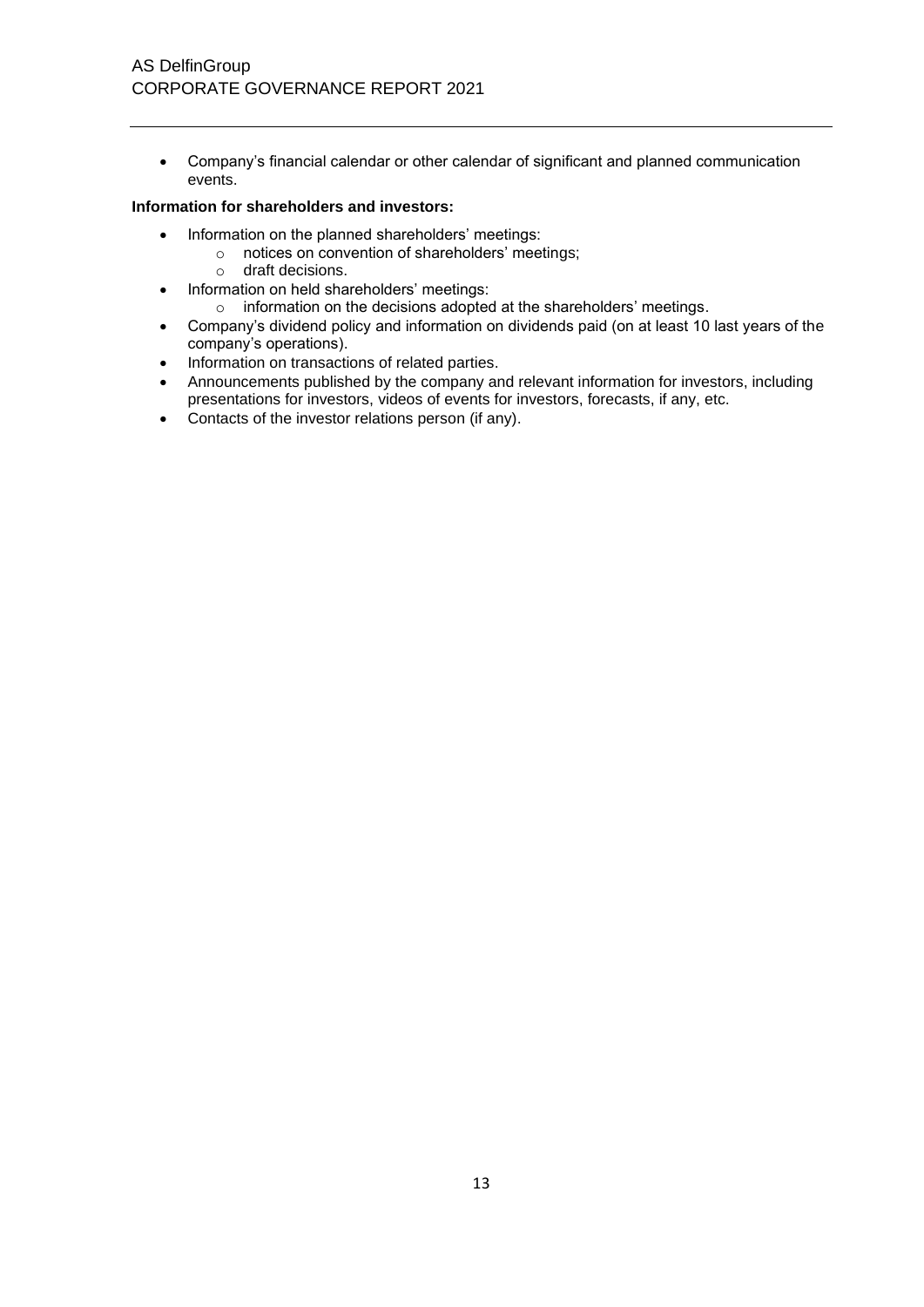- Company's financial calendar or other calendar of significant and planned communication events.

**Information for shareholders and investors:**

- Information on the planned shareholders' meetings:
  - notices on convention of shareholders' meetings;
  - draft decisions.
- Information on held shareholders' meetings:
  - information on the decisions adopted at the shareholders' meetings.
- Company's dividend policy and information on dividends paid (on at least 10 last years of the company's operations).
- Information on transactions of related parties.
- Announcements published by the company and relevant information for investors, including presentations for investors, videos of events for investors, forecasts, if any, etc.
- Contacts of the investor relations person (if any).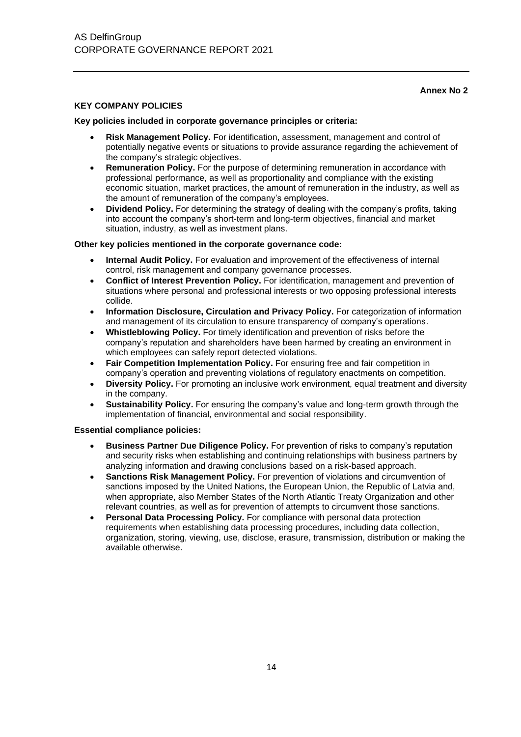**Annex No 2**

## KEY COMPANY POLICIES

**Key policies included in corporate governance principles or criteria:**

- **Risk Management Policy.** For identification, assessment, management and control of potentially negative events or situations to provide assurance regarding the achievement of the company's strategic objectives.
- **Remuneration Policy.** For the purpose of determining remuneration in accordance with professional performance, as well as proportionality and compliance with the existing economic situation, market practices, the amount of remuneration in the industry, as well as the amount of remuneration of the company's employees.
- **Dividend Policy.** For determining the strategy of dealing with the company's profits, taking into account the company's short-term and long-term objectives, financial and market situation, industry, as well as investment plans.

**Other key policies mentioned in the corporate governance code:**

- **Internal Audit Policy.** For evaluation and improvement of the effectiveness of internal control, risk management and company governance processes.
- **Conflict of Interest Prevention Policy.** For identification, management and prevention of situations where personal and professional interests or two opposing professional interests collide.
- **Information Disclosure, Circulation and Privacy Policy.** For categorization of information and management of its circulation to ensure transparency of company's operations.
- **Whistleblowing Policy.** For timely identification and prevention of risks before the company's reputation and shareholders have been harmed by creating an environment in which employees can safely report detected violations.
- **Fair Competition Implementation Policy.** For ensuring free and fair competition in company's operation and preventing violations of regulatory enactments on competition.
- **Diversity Policy.** For promoting an inclusive work environment, equal treatment and diversity in the company.
- **Sustainability Policy.** For ensuring the company's value and long-term growth through the implementation of financial, environmental and social responsibility.

**Essential compliance policies:**

- **Business Partner Due Diligence Policy.** For prevention of risks to company's reputation and security risks when establishing and continuing relationships with business partners by analyzing information and drawing conclusions based on a risk-based approach.
- **Sanctions Risk Management Policy.** For prevention of violations and circumvention of sanctions imposed by the United Nations, the European Union, the Republic of Latvia and, when appropriate, also Member States of the North Atlantic Treaty Organization and other relevant countries, as well as for prevention of attempts to circumvent those sanctions.
- **Personal Data Processing Policy.** For compliance with personal data protection requirements when establishing data processing procedures, including data collection, organization, storing, viewing, use, disclose, erasure, transmission, distribution or making the available otherwise.